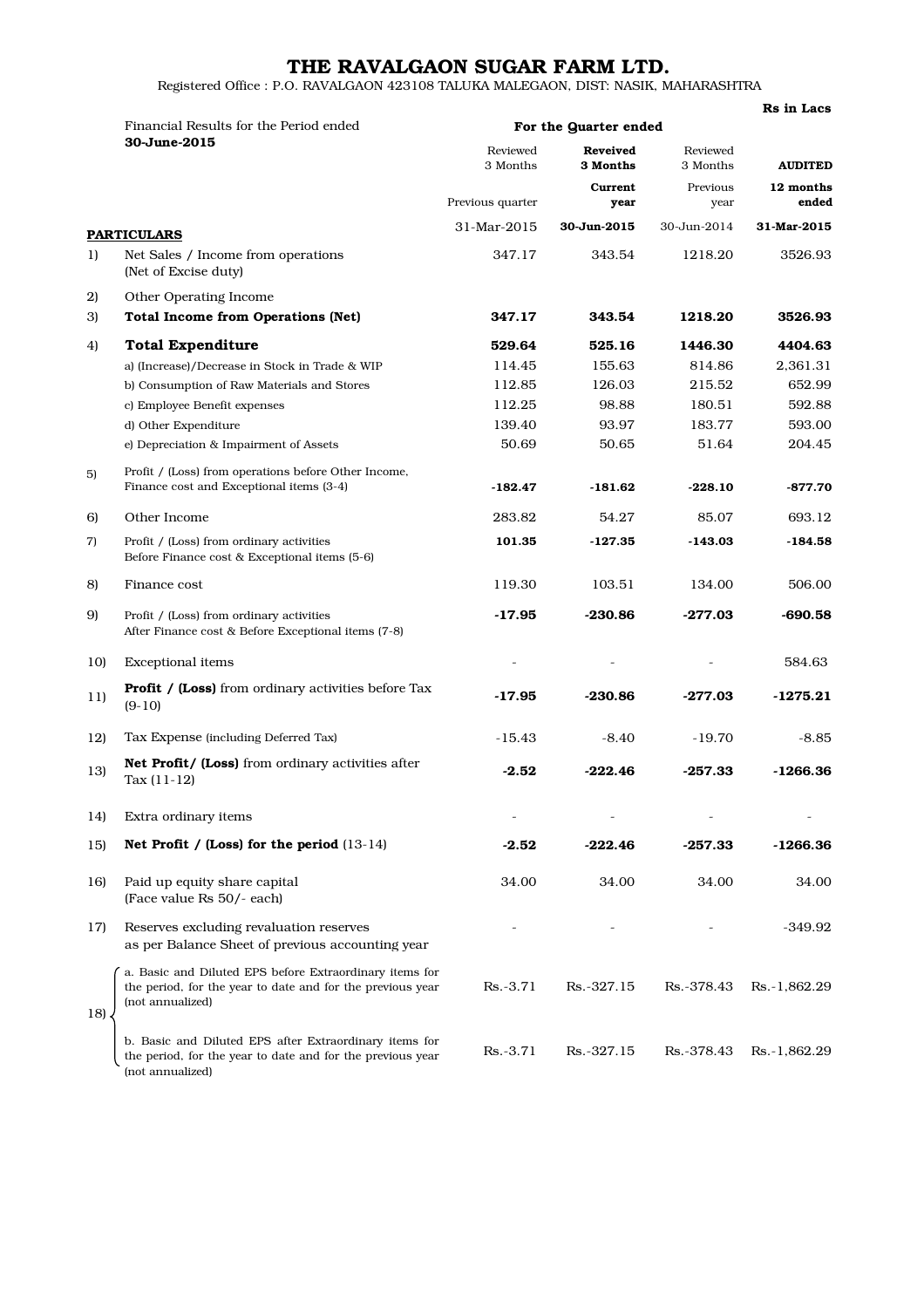# THE RAVALGAON SUGAR FARM LTD.

Registered Office : P.O. RAVALGAON 423108 TALUKA MALEGAON, DIST: NASIK, MAHARASHTRA

Rs in Lacs

| | Financial Results for the Period ended **30-June-2015** | **For the Quarter ended** | | | |
|---|---|---|---|---|---|
| | | Reviewed 3 Months | **Reveived 3 Months** | Reviewed 3 Months | **AUDITED** |
| | | Previous quarter | **Current year** | Previous year | **12 months ended** |
| | **PARTICULARS** | 31-Mar-2015 | **30-Jun-2015** | 30-Jun-2014 | **31-Mar-2015** |
| 1) | Net Sales / Income from operations (Net of Excise duty) | 347.17 | 343.54 | 1218.20 | 3526.93 |
| 2) | Other Operating Income | | | | |
| 3) | **Total Income from Operations (Net)** | **347.17** | **343.54** | **1218.20** | **3526.93** |
| 4) | **Total Expenditure** | **529.64** | **525.16** | **1446.30** | **4404.63** |
| | a) (Increase)/Decrease in Stock in Trade & WIP | 114.45 | 155.63 | 814.86 | 2,361.31 |
| | b) Consumption of Raw Materials and Stores | 112.85 | 126.03 | 215.52 | 652.99 |
| | c) Employee Benefit expenses | 112.25 | 98.88 | 180.51 | 592.88 |
| | d) Other Expenditure | 139.40 | 93.97 | 183.77 | 593.00 |
| | e) Depreciation & Impairment of Assets | 50.69 | 50.65 | 51.64 | 204.45 |
| 5) | Profit / (Loss) from operations before Other Income, Finance cost and Exceptional items (3-4) | **-182.47** | **-181.62** | **-228.10** | **-877.70** |
| 6) | Other Income | 283.82 | 54.27 | 85.07 | 693.12 |
| 7) | Profit / (Loss) from ordinary activities Before Finance cost & Exceptional items (5-6) | **101.35** | **-127.35** | **-143.03** | **-184.58** |
| 8) | Finance cost | 119.30 | 103.51 | 134.00 | 506.00 |
| 9) | Profit / (Loss) from ordinary activities After Finance cost & Before Exceptional items (7-8) | **-17.95** | **-230.86** | **-277.03** | **-690.58** |
| 10) | Exceptional items | - | - | - | 584.63 |
| 11) | **Profit / (Loss)** from ordinary activities before Tax (9-10) | **-17.95** | **-230.86** | **-277.03** | **-1275.21** |
| 12) | Tax Expense (including Deferred Tax) | -15.43 | -8.40 | -19.70 | -8.85 |
| 13) | **Net Profit/ (Loss)** from ordinary activities after Tax (11-12) | **-2.52** | **-222.46** | **-257.33** | **-1266.36** |
| 14) | Extra ordinary items | - | - | - | - |
| 15) | **Net Profit / (Loss) for the period** (13-14) | **-2.52** | **-222.46** | **-257.33** | **-1266.36** |
| 16) | Paid up equity share capital (Face value Rs 50/- each) | 34.00 | 34.00 | 34.00 | 34.00 |
| 17) | Reserves excluding revaluation reserves as per Balance Sheet of previous accounting year | - | - | - | -349.92 |
| 18) | a. Basic and Diluted EPS before Extraordinary items for the period, for the year to date and for the previous year (not annualized) | Rs.-3.71 | Rs.-327.15 | Rs.-378.43 | Rs.-1,862.29 |
| | b. Basic and Diluted EPS after Extraordinary items for the period, for the year to date and for the previous year (not annualized) | Rs.-3.71 | Rs.-327.15 | Rs.-378.43 | Rs.-1,862.29 |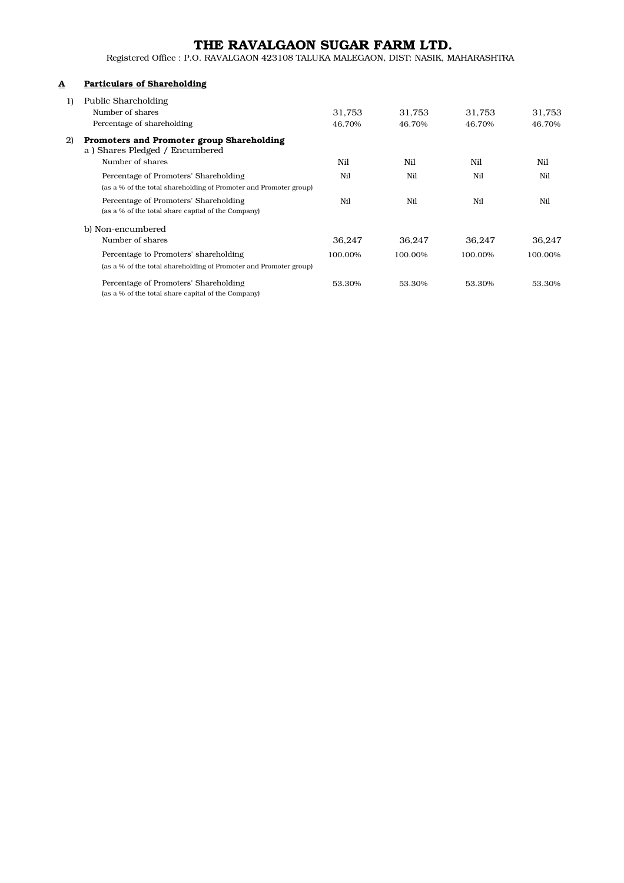# THE RAVALGAON SUGAR FARM LTD.

Registered Office : P.O. RAVALGAON 423108 TALUKA MALEGAON, DIST: NASIK, MAHARASHTRA

**A** **Particulars of Shareholding**

| | | | | | |
|---|---|---|---|---|---|
| 1) | Public Shareholding | | | | |
| | Number of shares | 31,753 | 31,753 | 31,753 | 31,753 |
| | Percentage of shareholding | 46.70% | 46.70% | 46.70% | 46.70% |
| 2) | **Promoters and Promoter group Shareholding** | | | | |
| | a ) Shares Pledged / Encumbered | | | | |
| | Number of shares | Nil | Nil | Nil | Nil |
| | Percentage of Promoters' Shareholding (as a % of the total shareholding of Promoter and Promoter group) | Nil | Nil | Nil | Nil |
| | Percentage of Promoters' Shareholding (as a % of the total share capital of the Company) | Nil | Nil | Nil | Nil |
| | b) Non-encumbered | | | | |
| | Number of shares | 36,247 | 36,247 | 36,247 | 36,247 |
| | Percentage to Promoters' shareholding (as a % of the total shareholding of Promoter and Promoter group) | 100.00% | 100.00% | 100.00% | 100.00% |
| | Percentage of Promoters' Shareholding (as a % of the total share capital of the Company) | 53.30% | 53.30% | 53.30% | 53.30% |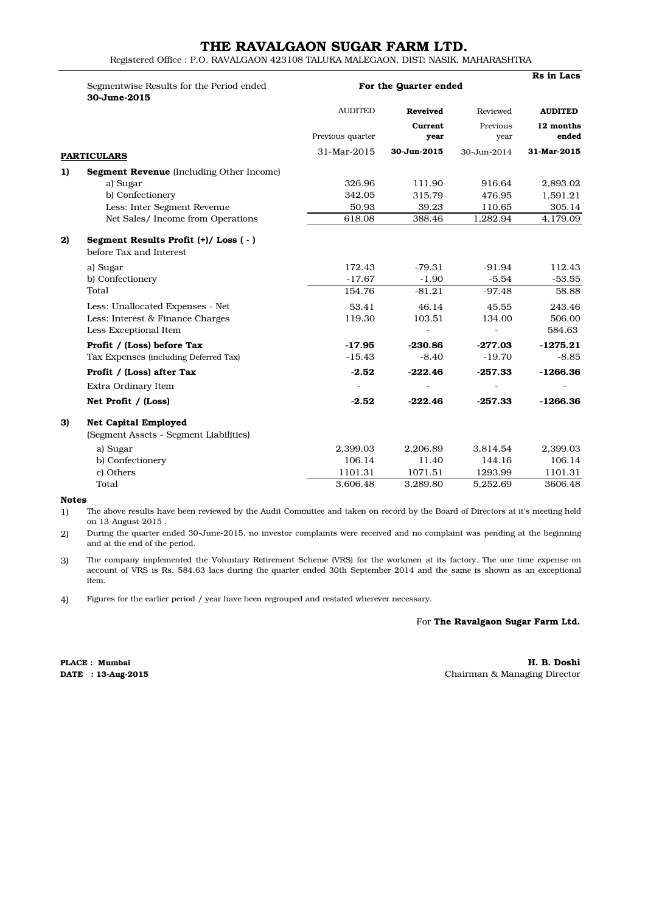# THE RAVALGAON SUGAR FARM LTD.

Registered Office : P.O. RAVALGAON 423108 TALUKA MALEGAON, DIST: NASIK, MAHARASHTRA

**Rs in Lacs**

| | Segmentwise Results for the Period ended **30-June-2015** | For the Quarter ended | | | |
|---|---|---|---|---|---|
| | | AUDITED | **Reveived** | Reviewed | **AUDITED** |
| | | Previous quarter | **Current year** | Previous year | **12 months ended** |
| | **PARTICULARS** | 31-Mar-2015 | **30-Jun-2015** | 30-Jun-2014 | **31-Mar-2015** |
| **1)** | **Segment Revenue** (Including Other Income) | | | | |
| | a) Sugar | 326.96 | 111.90 | 916.64 | 2,893.02 |
| | b) Confectionery | 342.05 | 315.79 | 476.95 | 1,591.21 |
| | Less: Inter Segment Revenue | 50.93 | 39.23 | 110.65 | 305.14 |
| | Net Sales/ Income from Operations | 618.08 | 388.46 | 1,282.94 | 4,179.09 |
| **2)** | **Segment Results Profit (+)/ Loss ( - )** before Tax and Interest | | | | |
| | a) Sugar | 172.43 | -79.31 | -91.94 | 112.43 |
| | b) Confectionery | -17.67 | -1.90 | -5.54 | -53.55 |
| | Total | 154.76 | -81.21 | -97.48 | 58.88 |
| | Less: Unallocated Expenses - Net | 53.41 | 46.14 | 45.55 | 243.46 |
| | Less: Interest & Finance Charges | 119.30 | 103.51 | 134.00 | 506.00 |
| | Less Exceptional Item | | - | - | 584.63 |
| | **Profit / (Loss) before Tax** | **-17.95** | **-230.86** | **-277.03** | **-1275.21** |
| | Tax Expenses (including Deferred Tax) | -15.43 | -8.40 | -19.70 | -8.85 |
| | **Profit / (Loss) after Tax** | **-2.52** | **-222.46** | **-257.33** | **-1266.36** |
| | Extra Ordinary Item | - | - | - | - |
| | **Net Profit / (Loss)** | **-2.52** | **-222.46** | **-257.33** | **-1266.36** |
| **3)** | **Net Capital Employed** (Segment Assets - Segment Liabilities) | | | | |
| | a) Sugar | 2,399.03 | 2,206.89 | 3,814.54 | 2,399.03 |
| | b) Confectionery | 106.14 | 11.40 | 144.16 | 106.14 |
| | c) Others | 1101.31 | 1071.51 | 1293.99 | 1101.31 |
| | Total | 3,606.48 | 3,289.80 | 5,252.69 | 3606.48 |

**Notes**

1) The above results have been reviewed by the Audit Committee and taken on record by the Board of Directors at it's meeting held on 13-August-2015 .

2) During the quarter ended 30-June-2015, no investor complaints were received and no complaint was pending at the beginning and at the end of the period.

3) The company implemented the Voluntary Retirement Scheme (VRS) for the workmen at its factory. The one time expense on account of VRS is Rs. 584.63 lacs during the quarter ended 30th September 2014 and the same is shown as an exceptional item.

4) Figures for the earlier period / year have been regrouped and restated wherever necessary.

For **The Ravalgaon Sugar Farm Ltd.**

**PLACE : Mumbai**
**DATE : 13-Aug-2015**

**H. B. Doshi**
Chairman & Managing Director